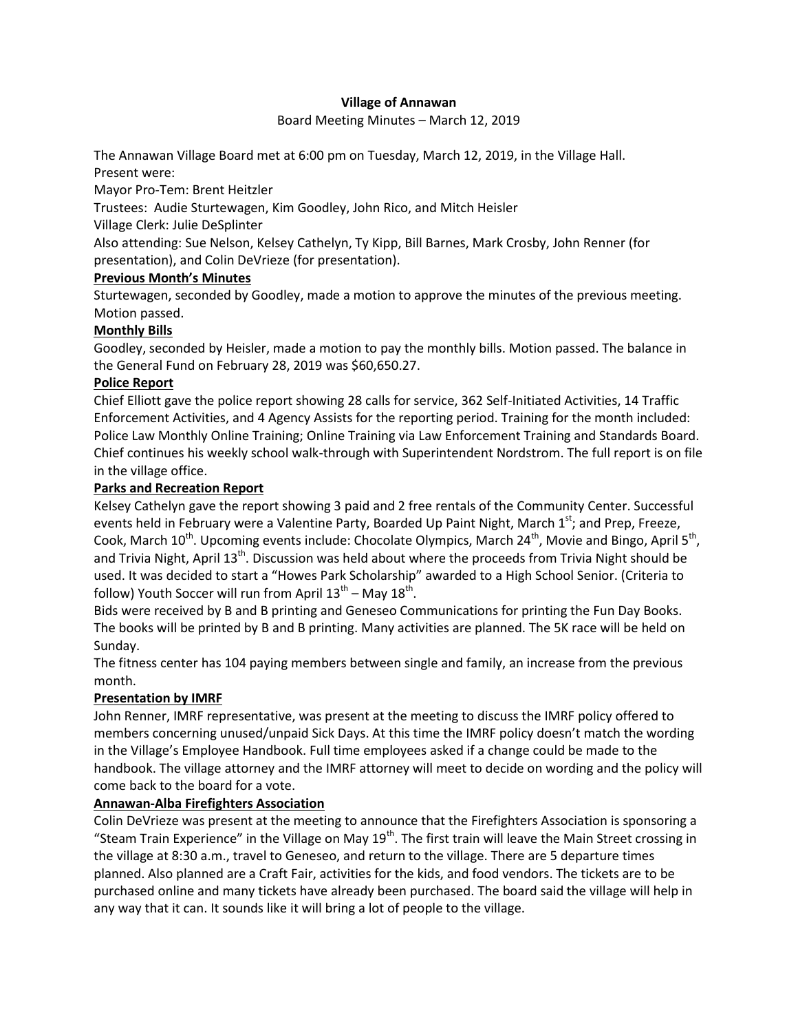**Village of Annawan**

Board Meeting Minutes – March 12, 2019

The Annawan Village Board met at 6:00 pm on Tuesday, March 12, 2019, in the Village Hall.
Present were:
Mayor Pro-Tem: Brent Heitzler
Trustees: Audie Sturtewagen, Kim Goodley, John Rico, and Mitch Heisler
Village Clerk: Julie DeSplinter
Also attending: Sue Nelson, Kelsey Cathelyn, Ty Kipp, Bill Barnes, Mark Crosby, John Renner (for presentation), and Colin DeVrieze (for presentation).

**Previous Month's Minutes**

Sturtewagen, seconded by Goodley, made a motion to approve the minutes of the previous meeting. Motion passed.

**Monthly Bills**

Goodley, seconded by Heisler, made a motion to pay the monthly bills. Motion passed. The balance in the General Fund on February 28, 2019 was $60,650.27.

**Police Report**

Chief Elliott gave the police report showing 28 calls for service, 362 Self-Initiated Activities, 14 Traffic Enforcement Activities, and 4 Agency Assists for the reporting period. Training for the month included: Police Law Monthly Online Training; Online Training via Law Enforcement Training and Standards Board. Chief continues his weekly school walk-through with Superintendent Nordstrom. The full report is on file in the village office.

**Parks and Recreation Report**

Kelsey Cathelyn gave the report showing 3 paid and 2 free rentals of the Community Center. Successful events held in February were a Valentine Party, Boarded Up Paint Night, March 1st; and Prep, Freeze, Cook, March 10th. Upcoming events include: Chocolate Olympics, March 24th, Movie and Bingo, April 5th, and Trivia Night, April 13th. Discussion was held about where the proceeds from Trivia Night should be used. It was decided to start a "Howes Park Scholarship" awarded to a High School Senior. (Criteria to follow) Youth Soccer will run from April 13th – May 18th.

Bids were received by B and B printing and Geneseo Communications for printing the Fun Day Books. The books will be printed by B and B printing. Many activities are planned. The 5K race will be held on Sunday.

The fitness center has 104 paying members between single and family, an increase from the previous month.

**Presentation by IMRF**

John Renner, IMRF representative, was present at the meeting to discuss the IMRF policy offered to members concerning unused/unpaid Sick Days. At this time the IMRF policy doesn't match the wording in the Village's Employee Handbook. Full time employees asked if a change could be made to the handbook. The village attorney and the IMRF attorney will meet to decide on wording and the policy will come back to the board for a vote.

**Annawan-Alba Firefighters Association**

Colin DeVrieze was present at the meeting to announce that the Firefighters Association is sponsoring a "Steam Train Experience" in the Village on May 19th. The first train will leave the Main Street crossing in the village at 8:30 a.m., travel to Geneseo, and return to the village. There are 5 departure times planned. Also planned are a Craft Fair, activities for the kids, and food vendors. The tickets are to be purchased online and many tickets have already been purchased. The board said the village will help in any way that it can. It sounds like it will bring a lot of people to the village.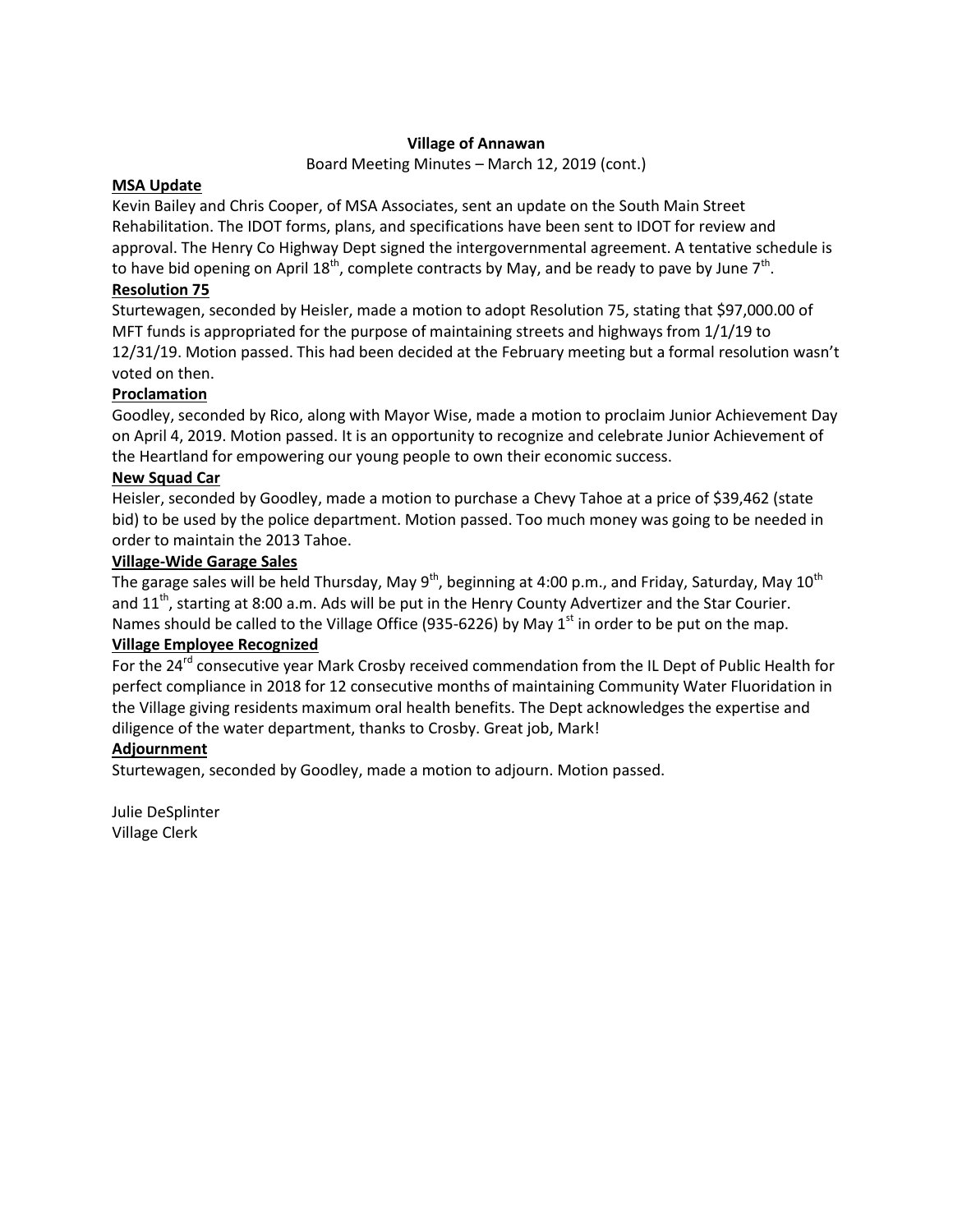**Village of Annawan**

Board Meeting Minutes – March 12, 2019 (cont.)

**MSA Update**

Kevin Bailey and Chris Cooper, of MSA Associates, sent an update on the South Main Street Rehabilitation. The IDOT forms, plans, and specifications have been sent to IDOT for review and approval. The Henry Co Highway Dept signed the intergovernmental agreement. A tentative schedule is to have bid opening on April 18th, complete contracts by May, and be ready to pave by June 7th.

**Resolution 75**

Sturtewagen, seconded by Heisler, made a motion to adopt Resolution 75, stating that $97,000.00 of MFT funds is appropriated for the purpose of maintaining streets and highways from 1/1/19 to 12/31/19. Motion passed. This had been decided at the February meeting but a formal resolution wasn't voted on then.

**Proclamation**

Goodley, seconded by Rico, along with Mayor Wise, made a motion to proclaim Junior Achievement Day on April 4, 2019. Motion passed. It is an opportunity to recognize and celebrate Junior Achievement of the Heartland for empowering our young people to own their economic success.

**New Squad Car**

Heisler, seconded by Goodley, made a motion to purchase a Chevy Tahoe at a price of $39,462 (state bid) to be used by the police department. Motion passed. Too much money was going to be needed in order to maintain the 2013 Tahoe.

**Village-Wide Garage Sales**

The garage sales will be held Thursday, May 9th, beginning at 4:00 p.m., and Friday, Saturday, May 10th and 11th, starting at 8:00 a.m. Ads will be put in the Henry County Advertizer and the Star Courier. Names should be called to the Village Office (935-6226) by May 1st in order to be put on the map.

**Village Employee Recognized**

For the 24rd consecutive year Mark Crosby received commendation from the IL Dept of Public Health for perfect compliance in 2018 for 12 consecutive months of maintaining Community Water Fluoridation in the Village giving residents maximum oral health benefits. The Dept acknowledges the expertise and diligence of the water department, thanks to Crosby. Great job, Mark!

**Adjournment**

Sturtewagen, seconded by Goodley, made a motion to adjourn. Motion passed.

Julie DeSplinter
Village Clerk